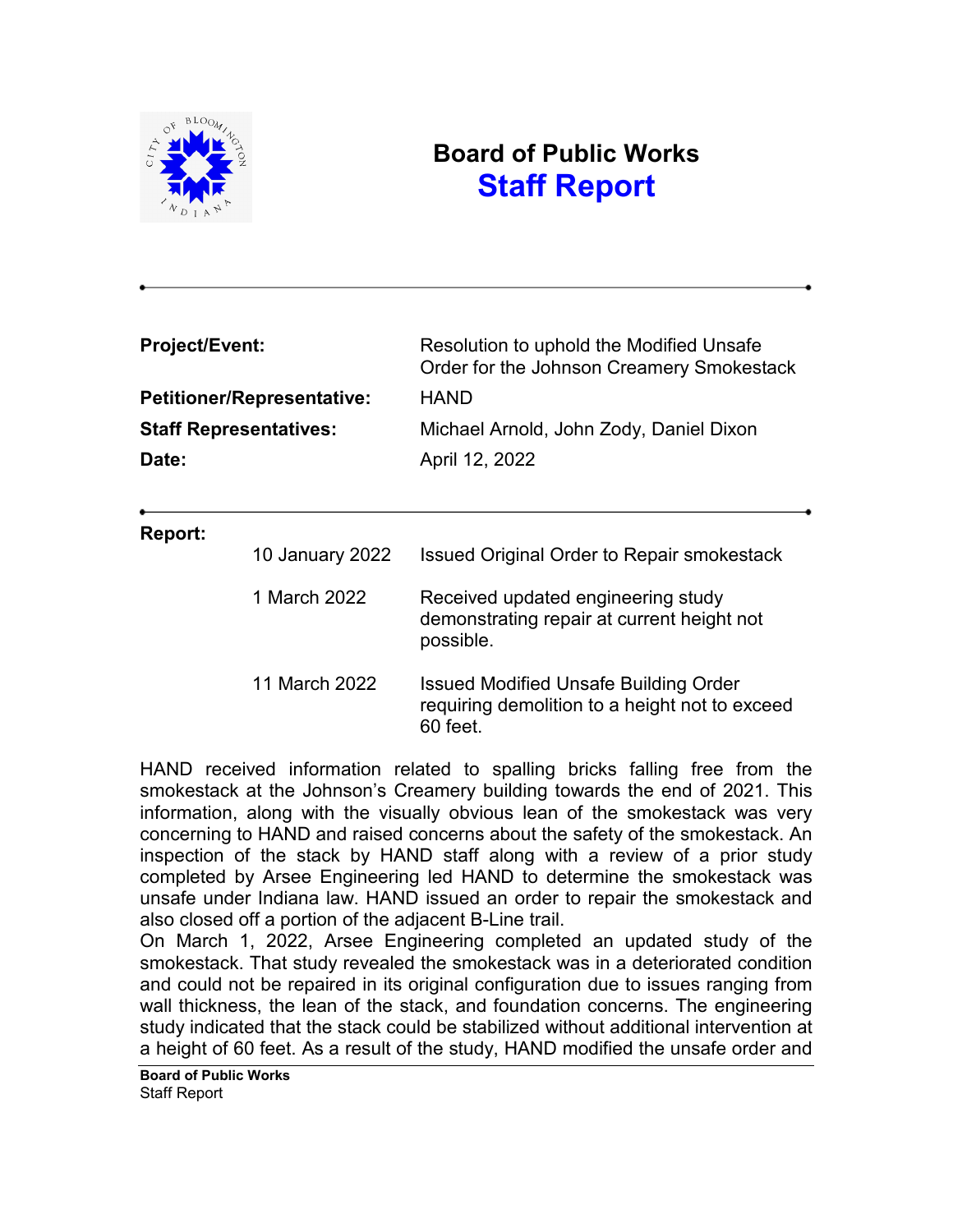# Board of Public Works
## Staff Report

| | |
|---|---|
| **Project/Event:** | Resolution to uphold the Modified Unsafe Order for the Johnson Creamery Smokestack |
| **Petitioner/Representative:** | HAND |
| **Staff Representatives:** | Michael Arnold, John Zody, Daniel Dixon |
| **Date:** | April 12, 2022 |

**Report:**

| | |
|---|---|
| 10 January 2022 | Issued Original Order to Repair smokestack |
| 1 March 2022 | Received updated engineering study demonstrating repair at current height not possible. |
| 11 March 2022 | Issued Modified Unsafe Building Order requiring demolition to a height not to exceed 60 feet. |

HAND received information related to spalling bricks falling free from the smokestack at the Johnson's Creamery building towards the end of 2021. This information, along with the visually obvious lean of the smokestack was very concerning to HAND and raised concerns about the safety of the smokestack. An inspection of the stack by HAND staff along with a review of a prior study completed by Arsee Engineering led HAND to determine the smokestack was unsafe under Indiana law. HAND issued an order to repair the smokestack and also closed off a portion of the adjacent B-Line trail.

On March 1, 2022, Arsee Engineering completed an updated study of the smokestack. That study revealed the smokestack was in a deteriorated condition and could not be repaired in its original configuration due to issues ranging from wall thickness, the lean of the stack, and foundation concerns. The engineering study indicated that the stack could be stabilized without additional intervention at a height of 60 feet. As a result of the study, HAND modified the unsafe order and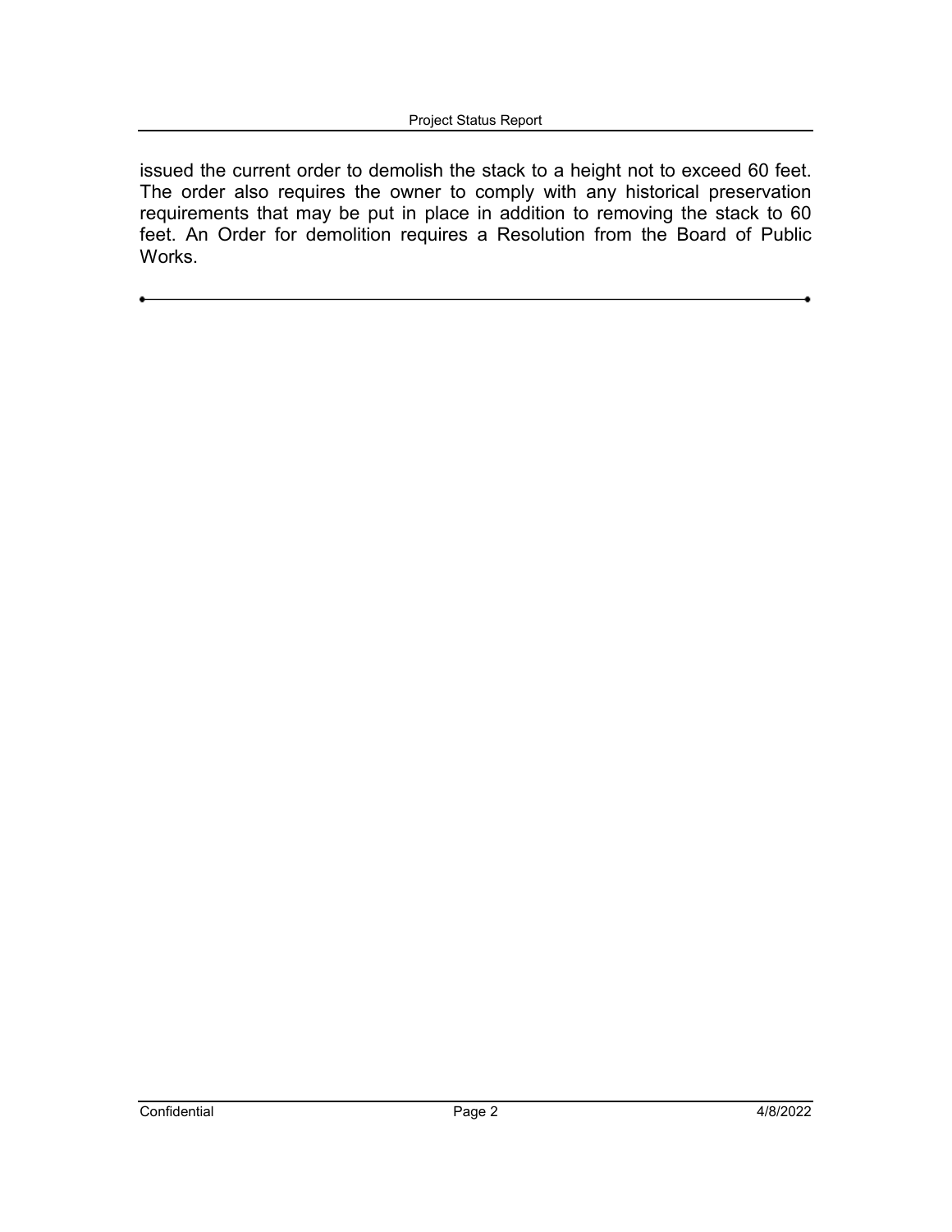issued the current order to demolish the stack to a height not to exceed 60 feet. The order also requires the owner to comply with any historical preservation requirements that may be put in place in addition to removing the stack to 60 feet. An Order for demolition requires a Resolution from the Board of Public Works.

---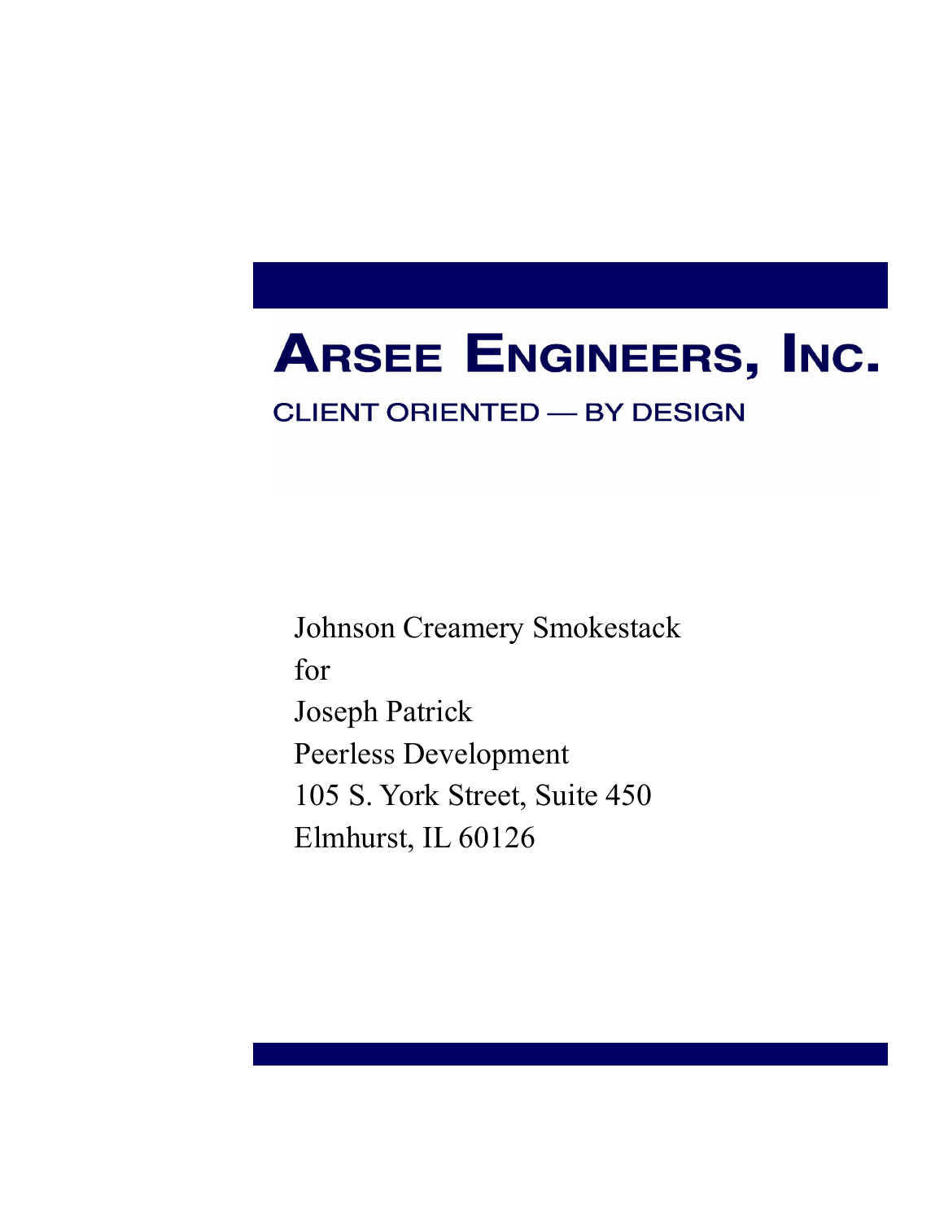# Arsee Engineers, Inc.

CLIENT ORIENTED — BY DESIGN

Johnson Creamery Smokestack
for
Joseph Patrick
Peerless Development
105 S. York Street, Suite 450
Elmhurst, IL 60126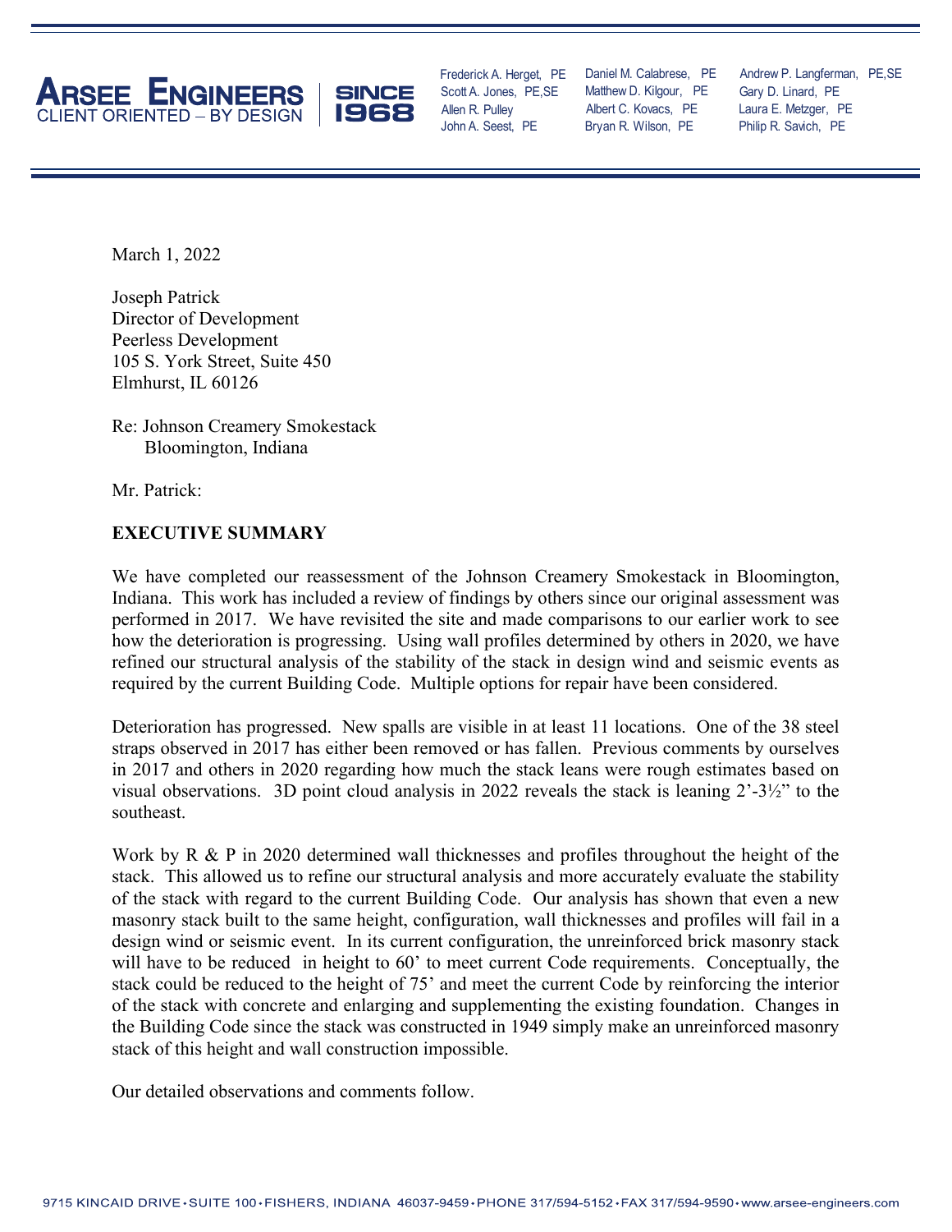March 1, 2022

Joseph Patrick
Director of Development
Peerless Development
105 S. York Street, Suite 450
Elmhurst, IL 60126

Re: Johnson Creamery Smokestack
 Bloomington, Indiana

Mr. Patrick:

**EXECUTIVE SUMMARY**

We have completed our reassessment of the Johnson Creamery Smokestack in Bloomington, Indiana. This work has included a review of findings by others since our original assessment was performed in 2017. We have revisited the site and made comparisons to our earlier work to see how the deterioration is progressing. Using wall profiles determined by others in 2020, we have refined our structural analysis of the stability of the stack in design wind and seismic events as required by the current Building Code. Multiple options for repair have been considered.

Deterioration has progressed. New spalls are visible in at least 11 locations. One of the 38 steel straps observed in 2017 has either been removed or has fallen. Previous comments by ourselves in 2017 and others in 2020 regarding how much the stack leans were rough estimates based on visual observations. 3D point cloud analysis in 2022 reveals the stack is leaning 2'-3½" to the southeast.

Work by R & P in 2020 determined wall thicknesses and profiles throughout the height of the stack. This allowed us to refine our structural analysis and more accurately evaluate the stability of the stack with regard to the current Building Code. Our analysis has shown that even a new masonry stack built to the same height, configuration, wall thicknesses and profiles will fail in a design wind or seismic event. In its current configuration, the unreinforced brick masonry stack will have to be reduced in height to 60' to meet current Code requirements. Conceptually, the stack could be reduced to the height of 75' and meet the current Code by reinforcing the interior of the stack with concrete and enlarging and supplementing the existing foundation. Changes in the Building Code since the stack was constructed in 1949 simply make an unreinforced masonry stack of this height and wall construction impossible.

Our detailed observations and comments follow.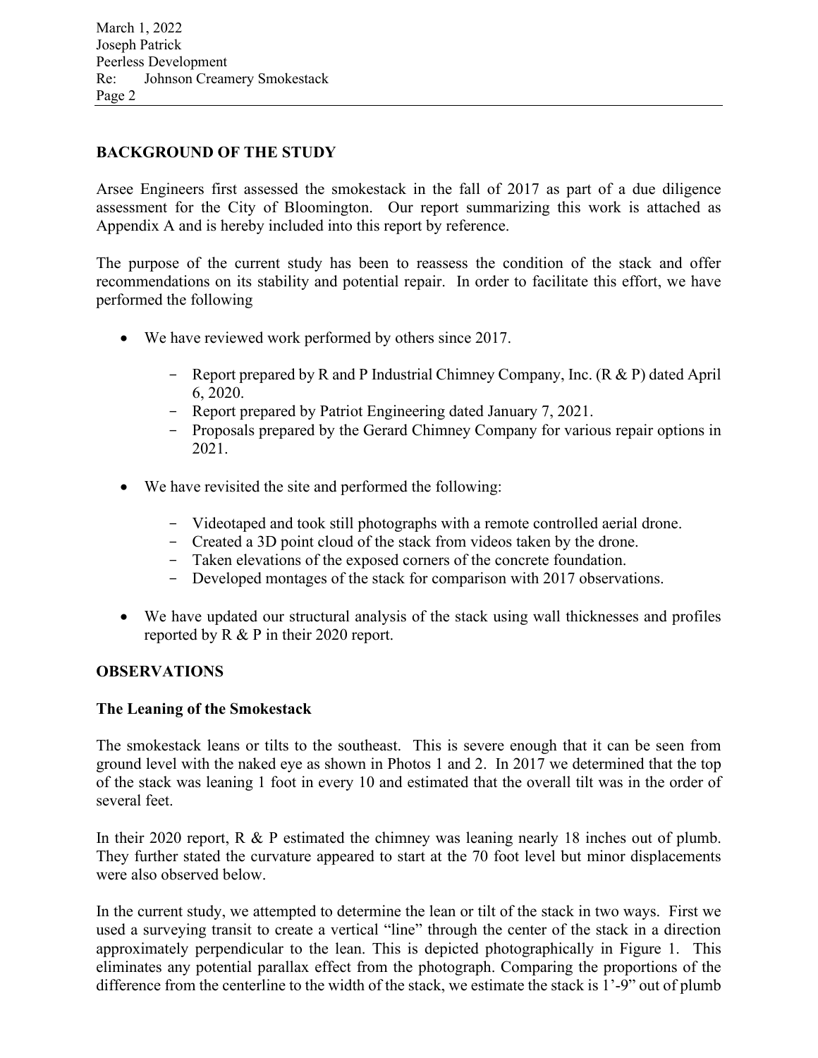## BACKGROUND OF THE STUDY

Arsee Engineers first assessed the smokestack in the fall of 2017 as part of a due diligence assessment for the City of Bloomington. Our report summarizing this work is attached as Appendix A and is hereby included into this report by reference.

The purpose of the current study has been to reassess the condition of the stack and offer recommendations on its stability and potential repair. In order to facilitate this effort, we have performed the following

- We have reviewed work performed by others since 2017.
    - Report prepared by R and P Industrial Chimney Company, Inc. (R & P) dated April 6, 2020.
    - Report prepared by Patriot Engineering dated January 7, 2021.
    - Proposals prepared by the Gerard Chimney Company for various repair options in 2021.
- We have revisited the site and performed the following:
    - Videotaped and took still photographs with a remote controlled aerial drone.
    - Created a 3D point cloud of the stack from videos taken by the drone.
    - Taken elevations of the exposed corners of the concrete foundation.
    - Developed montages of the stack for comparison with 2017 observations.
- We have updated our structural analysis of the stack using wall thicknesses and profiles reported by R & P in their 2020 report.

## OBSERVATIONS

### The Leaning of the Smokestack

The smokestack leans or tilts to the southeast. This is severe enough that it can be seen from ground level with the naked eye as shown in Photos 1 and 2. In 2017 we determined that the top of the stack was leaning 1 foot in every 10 and estimated that the overall tilt was in the order of several feet.

In their 2020 report, R & P estimated the chimney was leaning nearly 18 inches out of plumb. They further stated the curvature appeared to start at the 70 foot level but minor displacements were also observed below.

In the current study, we attempted to determine the lean or tilt of the stack in two ways. First we used a surveying transit to create a vertical "line" through the center of the stack in a direction approximately perpendicular to the lean. This is depicted photographically in Figure 1. This eliminates any potential parallax effect from the photograph. Comparing the proportions of the difference from the centerline to the width of the stack, we estimate the stack is 1'-9" out of plumb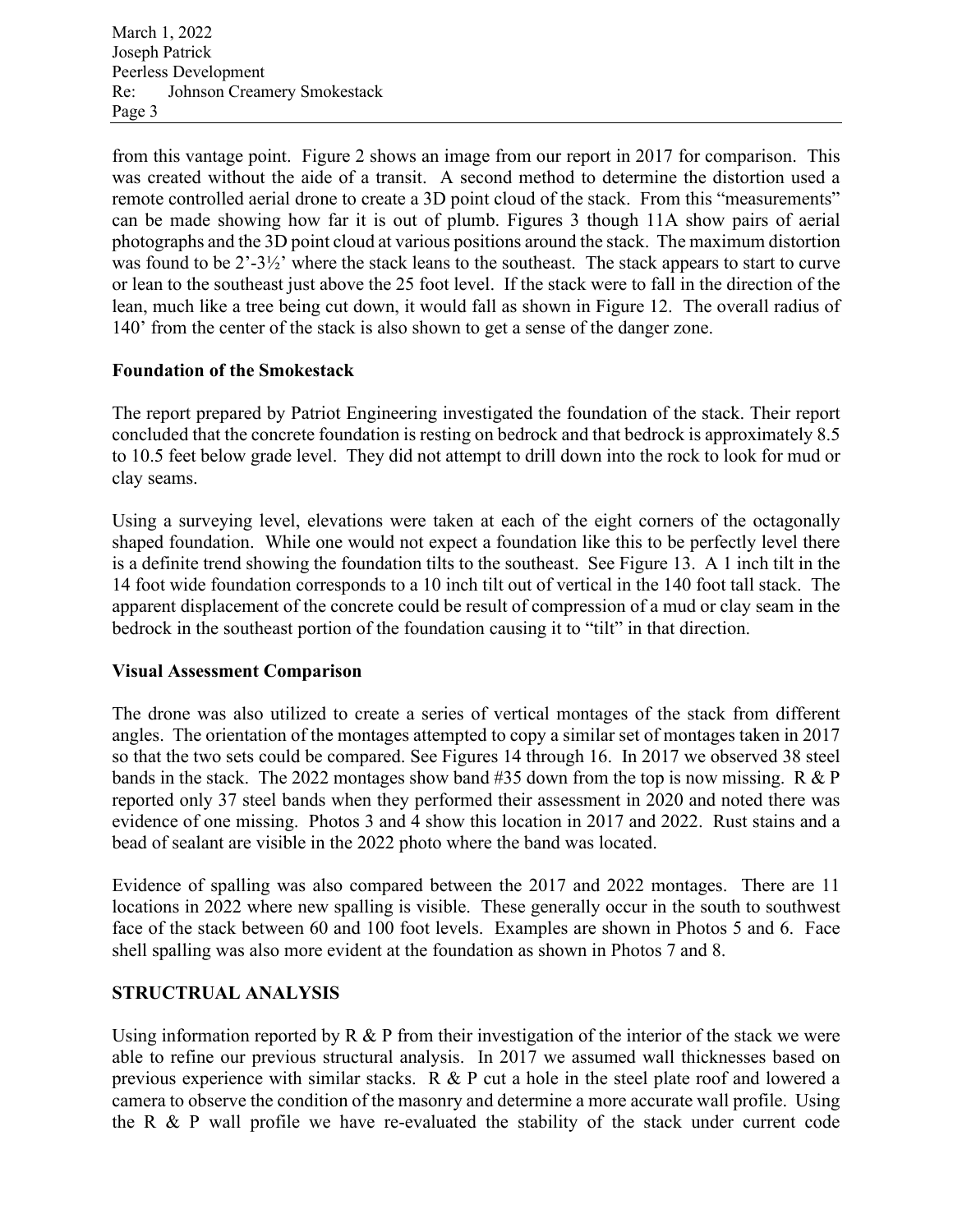from this vantage point. Figure 2 shows an image from our report in 2017 for comparison. This was created without the aide of a transit. A second method to determine the distortion used a remote controlled aerial drone to create a 3D point cloud of the stack. From this "measurements" can be made showing how far it is out of plumb. Figures 3 though 11A show pairs of aerial photographs and the 3D point cloud at various positions around the stack. The maximum distortion was found to be 2'-3½' where the stack leans to the southeast. The stack appears to start to curve or lean to the southeast just above the 25 foot level. If the stack were to fall in the direction of the lean, much like a tree being cut down, it would fall as shown in Figure 12. The overall radius of 140' from the center of the stack is also shown to get a sense of the danger zone.

### Foundation of the Smokestack

The report prepared by Patriot Engineering investigated the foundation of the stack. Their report concluded that the concrete foundation is resting on bedrock and that bedrock is approximately 8.5 to 10.5 feet below grade level. They did not attempt to drill down into the rock to look for mud or clay seams.

Using a surveying level, elevations were taken at each of the eight corners of the octagonally shaped foundation. While one would not expect a foundation like this to be perfectly level there is a definite trend showing the foundation tilts to the southeast. See Figure 13. A 1 inch tilt in the 14 foot wide foundation corresponds to a 10 inch tilt out of vertical in the 140 foot tall stack. The apparent displacement of the concrete could be result of compression of a mud or clay seam in the bedrock in the southeast portion of the foundation causing it to "tilt" in that direction.

### Visual Assessment Comparison

The drone was also utilized to create a series of vertical montages of the stack from different angles. The orientation of the montages attempted to copy a similar set of montages taken in 2017 so that the two sets could be compared. See Figures 14 through 16. In 2017 we observed 38 steel bands in the stack. The 2022 montages show band #35 down from the top is now missing. R & P reported only 37 steel bands when they performed their assessment in 2020 and noted there was evidence of one missing. Photos 3 and 4 show this location in 2017 and 2022. Rust stains and a bead of sealant are visible in the 2022 photo where the band was located.

Evidence of spalling was also compared between the 2017 and 2022 montages. There are 11 locations in 2022 where new spalling is visible. These generally occur in the south to southwest face of the stack between 60 and 100 foot levels. Examples are shown in Photos 5 and 6. Face shell spalling was also more evident at the foundation as shown in Photos 7 and 8.

## STRUCTRUAL ANALYSIS

Using information reported by R & P from their investigation of the interior of the stack we were able to refine our previous structural analysis. In 2017 we assumed wall thicknesses based on previous experience with similar stacks. R & P cut a hole in the steel plate roof and lowered a camera to observe the condition of the masonry and determine a more accurate wall profile. Using the R & P wall profile we have re-evaluated the stability of the stack under current code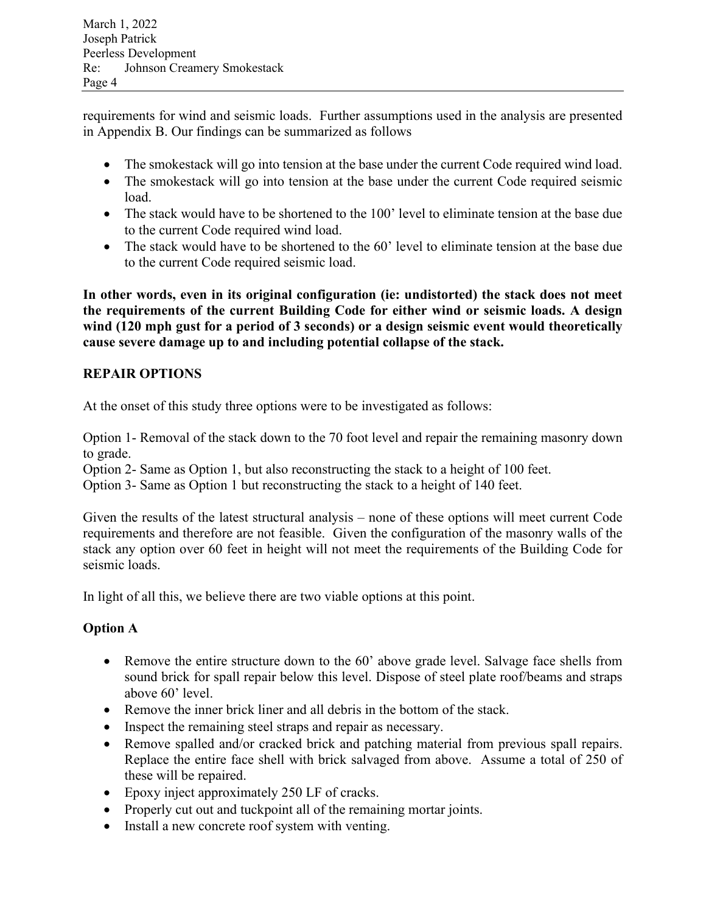requirements for wind and seismic loads. Further assumptions used in the analysis are presented in Appendix B. Our findings can be summarized as follows

- The smokestack will go into tension at the base under the current Code required wind load.
- The smokestack will go into tension at the base under the current Code required seismic load.
- The stack would have to be shortened to the 100' level to eliminate tension at the base due to the current Code required wind load.
- The stack would have to be shortened to the 60' level to eliminate tension at the base due to the current Code required seismic load.

**In other words, even in its original configuration (ie: undistorted) the stack does not meet the requirements of the current Building Code for either wind or seismic loads. A design wind (120 mph gust for a period of 3 seconds) or a design seismic event would theoretically cause severe damage up to and including potential collapse of the stack.**

## REPAIR OPTIONS

At the onset of this study three options were to be investigated as follows:

Option 1- Removal of the stack down to the 70 foot level and repair the remaining masonry down to grade.
Option 2- Same as Option 1, but also reconstructing the stack to a height of 100 feet.
Option 3- Same as Option 1 but reconstructing the stack to a height of 140 feet.

Given the results of the latest structural analysis – none of these options will meet current Code requirements and therefore are not feasible. Given the configuration of the masonry walls of the stack any option over 60 feet in height will not meet the requirements of the Building Code for seismic loads.

In light of all this, we believe there are two viable options at this point.

### Option A

- Remove the entire structure down to the 60' above grade level. Salvage face shells from sound brick for spall repair below this level. Dispose of steel plate roof/beams and straps above 60' level.
- Remove the inner brick liner and all debris in the bottom of the stack.
- Inspect the remaining steel straps and repair as necessary.
- Remove spalled and/or cracked brick and patching material from previous spall repairs. Replace the entire face shell with brick salvaged from above. Assume a total of 250 of these will be repaired.
- Epoxy inject approximately 250 LF of cracks.
- Properly cut out and tuckpoint all of the remaining mortar joints.
- Install a new concrete roof system with venting.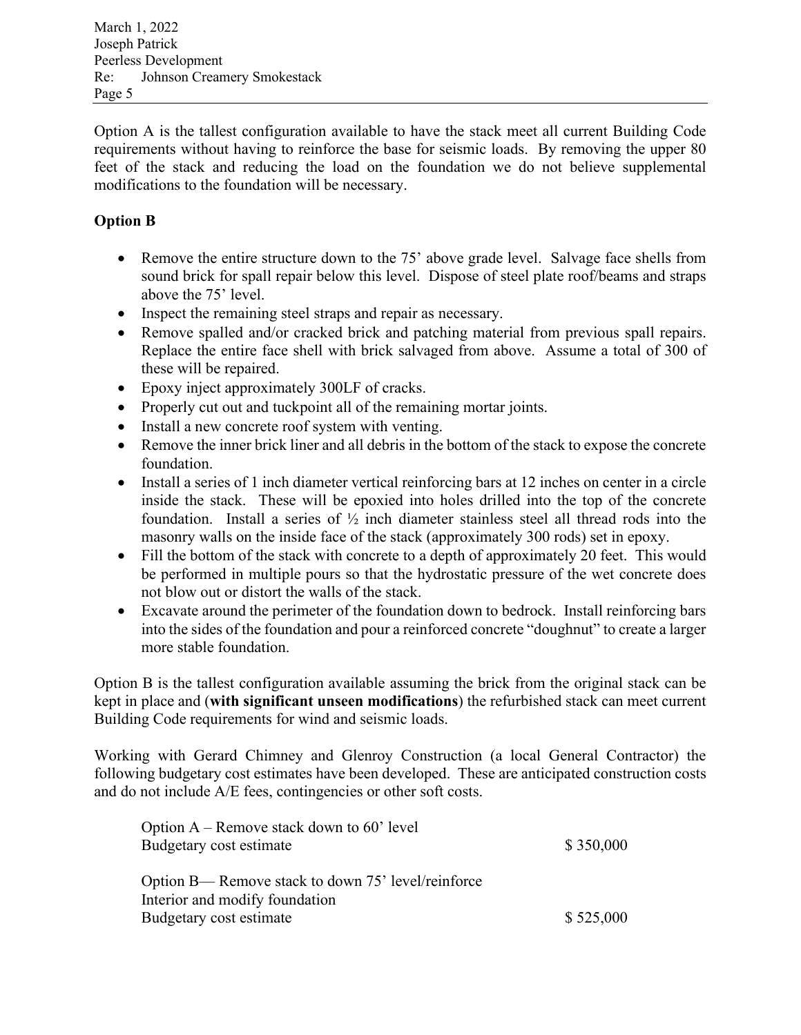Option A is the tallest configuration available to have the stack meet all current Building Code requirements without having to reinforce the base for seismic loads. By removing the upper 80 feet of the stack and reducing the load on the foundation we do not believe supplemental modifications to the foundation will be necessary.

**Option B**

- Remove the entire structure down to the 75' above grade level. Salvage face shells from sound brick for spall repair below this level. Dispose of steel plate roof/beams and straps above the 75' level.
- Inspect the remaining steel straps and repair as necessary.
- Remove spalled and/or cracked brick and patching material from previous spall repairs. Replace the entire face shell with brick salvaged from above. Assume a total of 300 of these will be repaired.
- Epoxy inject approximately 300LF of cracks.
- Properly cut out and tuckpoint all of the remaining mortar joints.
- Install a new concrete roof system with venting.
- Remove the inner brick liner and all debris in the bottom of the stack to expose the concrete foundation.
- Install a series of 1 inch diameter vertical reinforcing bars at 12 inches on center in a circle inside the stack. These will be epoxied into holes drilled into the top of the concrete foundation. Install a series of ½ inch diameter stainless steel all thread rods into the masonry walls on the inside face of the stack (approximately 300 rods) set in epoxy.
- Fill the bottom of the stack with concrete to a depth of approximately 20 feet. This would be performed in multiple pours so that the hydrostatic pressure of the wet concrete does not blow out or distort the walls of the stack.
- Excavate around the perimeter of the foundation down to bedrock. Install reinforcing bars into the sides of the foundation and pour a reinforced concrete "doughnut" to create a larger more stable foundation.

Option B is the tallest configuration available assuming the brick from the original stack can be kept in place and (**with significant unseen modifications**) the refurbished stack can meet current Building Code requirements for wind and seismic loads.

Working with Gerard Chimney and Glenroy Construction (a local General Contractor) the following budgetary cost estimates have been developed. These are anticipated construction costs and do not include A/E fees, contingencies or other soft costs.

| | |
|---|---|
| Option A – Remove stack down to 60' level<br>Budgetary cost estimate | $ 350,000 |
| Option B— Remove stack to down 75' level/reinforce<br>Interior and modify foundation<br>Budgetary cost estimate | $ 525,000 |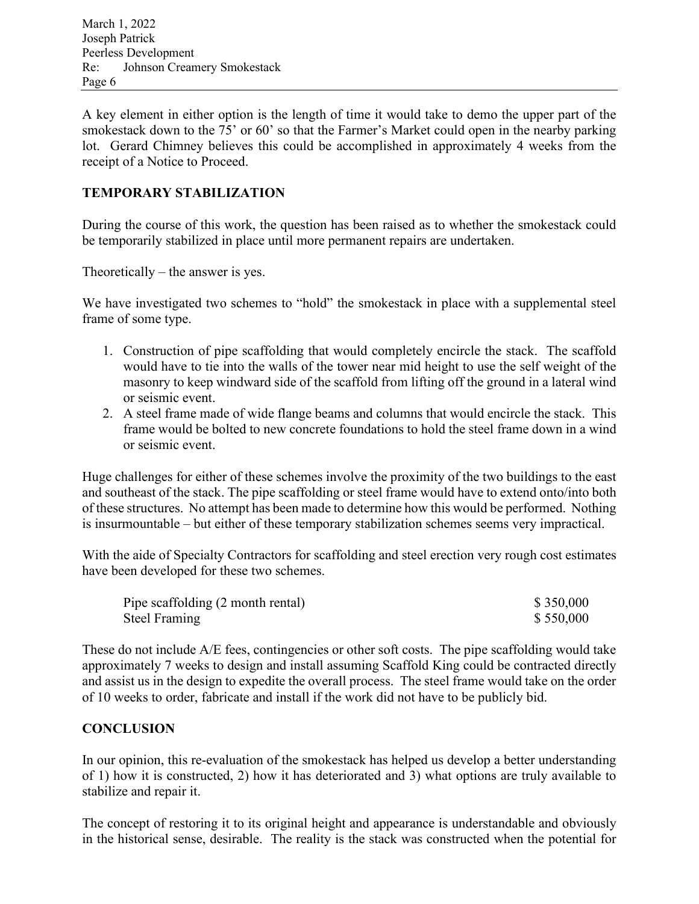A key element in either option is the length of time it would take to demo the upper part of the smokestack down to the 75’ or 60’ so that the Farmer’s Market could open in the nearby parking lot. Gerard Chimney believes this could be accomplished in approximately 4 weeks from the receipt of a Notice to Proceed.

## TEMPORARY STABILIZATION

During the course of this work, the question has been raised as to whether the smokestack could be temporarily stabilized in place until more permanent repairs are undertaken.

Theoretically – the answer is yes.

We have investigated two schemes to “hold” the smokestack in place with a supplemental steel frame of some type.

1. Construction of pipe scaffolding that would completely encircle the stack. The scaffold would have to tie into the walls of the tower near mid height to use the self weight of the masonry to keep windward side of the scaffold from lifting off the ground in a lateral wind or seismic event.
2. A steel frame made of wide flange beams and columns that would encircle the stack. This frame would be bolted to new concrete foundations to hold the steel frame down in a wind or seismic event.

Huge challenges for either of these schemes involve the proximity of the two buildings to the east and southeast of the stack. The pipe scaffolding or steel frame would have to extend onto/into both of these structures. No attempt has been made to determine how this would be performed. Nothing is insurmountable – but either of these temporary stabilization schemes seems very impractical.

With the aide of Specialty Contractors for scaffolding and steel erection very rough cost estimates have been developed for these two schemes.

| | |
|---|---|
| Pipe scaffolding (2 month rental) | $ 350,000 |
| Steel Framing | $ 550,000 |

These do not include A/E fees, contingencies or other soft costs. The pipe scaffolding would take approximately 7 weeks to design and install assuming Scaffold King could be contracted directly and assist us in the design to expedite the overall process. The steel frame would take on the order of 10 weeks to order, fabricate and install if the work did not have to be publicly bid.

## CONCLUSION

In our opinion, this re-evaluation of the smokestack has helped us develop a better understanding of 1) how it is constructed, 2) how it has deteriorated and 3) what options are truly available to stabilize and repair it.

The concept of restoring it to its original height and appearance is understandable and obviously in the historical sense, desirable. The reality is the stack was constructed when the potential for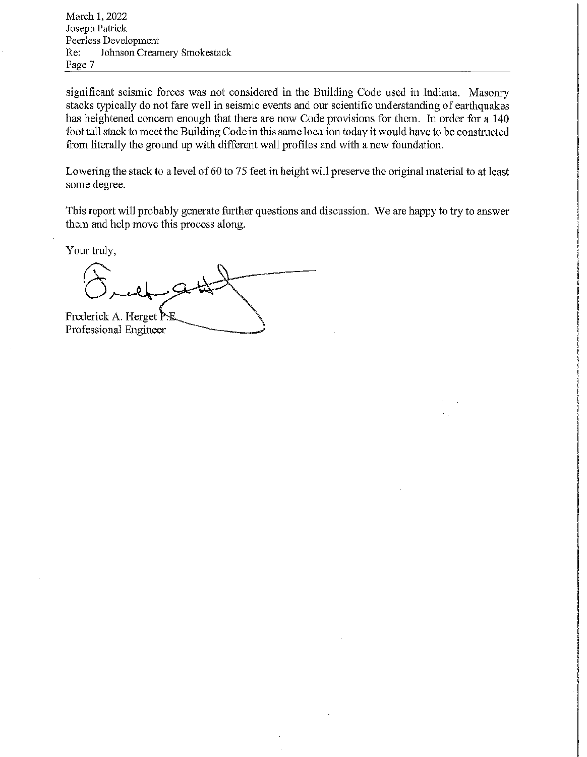significant seismic forces was not considered in the Building Code used in Indiana. Masonry stacks typically do not fare well in seismic events and our scientific understanding of earthquakes has heightened concern enough that there are now Code provisions for them. In order for a 140 foot tall stack to meet the Building Code in this same location today it would have to be constructed from literally the ground up with different wall profiles and with a new foundation.

Lowering the stack to a level of 60 to 75 feet in height will preserve the original material to at least some degree.

This report will probably generate further questions and discussion. We are happy to try to answer them and help move this process along.

Your truly,

Frederick A. Herget P.E.
Professional Engineer